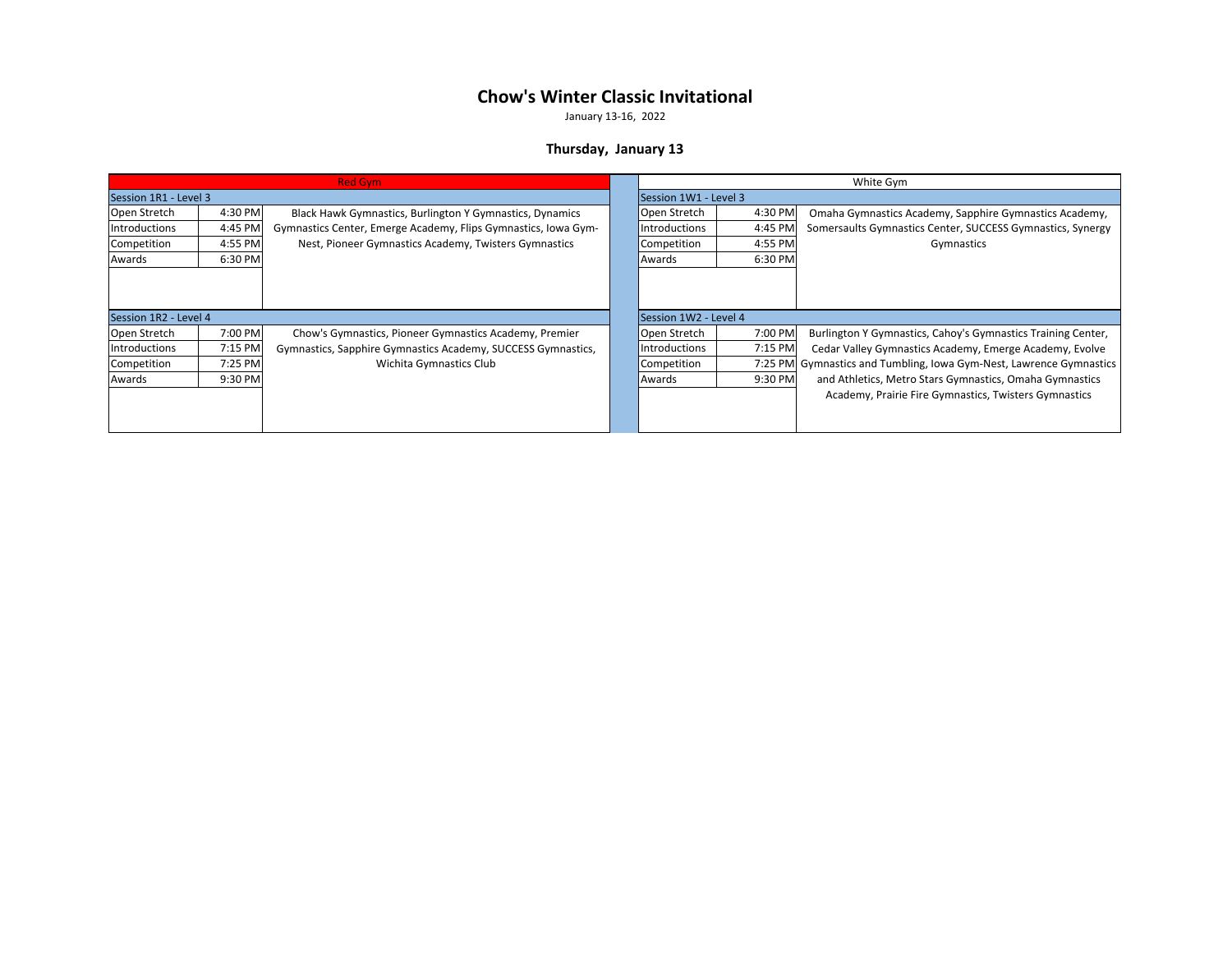# Chow's Winter Classic Invitational

January 13-16, 2022

### Thursday, January 13

## Red Gym

**Session 1R1 - Level 3**

| | | |
|---|---|---|
| Open Stretch | 4:30 PM | Black Hawk Gymnastics, Burlington Y Gymnastics, Dynamics Gymnastics Center, Emerge Academy, Flips Gymnastics, Iowa Gym-Nest, Pioneer Gymnastics Academy, Twisters Gymnastics |
| Introductions | 4:45 PM | |
| Competition | 4:55 PM | |
| Awards | 6:30 PM | |

**Session 1R2 - Level 4**

| | | |
|---|---|---|
| Open Stretch | 7:00 PM | Chow's Gymnastics, Pioneer Gymnastics Academy, Premier Gymnastics, Sapphire Gymnastics Academy, SUCCESS Gymnastics, Wichita Gymnastics Club |
| Introductions | 7:15 PM | |
| Competition | 7:25 PM | |
| Awards | 9:30 PM | |

## White Gym

**Session 1W1 - Level 3**

| | | |
|---|---|---|
| Open Stretch | 4:30 PM | Omaha Gymnastics Academy, Sapphire Gymnastics Academy, Somersaults Gymnastics Center, SUCCESS Gymnastics, Synergy Gymnastics |
| Introductions | 4:45 PM | |
| Competition | 4:55 PM | |
| Awards | 6:30 PM | |

**Session 1W2 - Level 4**

| | | |
|---|---|---|
| Open Stretch | 7:00 PM | Burlington Y Gymnastics, Cahoy's Gymnastics Training Center, Cedar Valley Gymnastics Academy, Emerge Academy, Evolve Gymnastics and Tumbling, Iowa Gym-Nest, Lawrence Gymnastics and Athletics, Metro Stars Gymnastics, Omaha Gymnastics Academy, Prairie Fire Gymnastics, Twisters Gymnastics |
| Introductions | 7:15 PM | |
| Competition | 7:25 PM | |
| Awards | 9:30 PM | |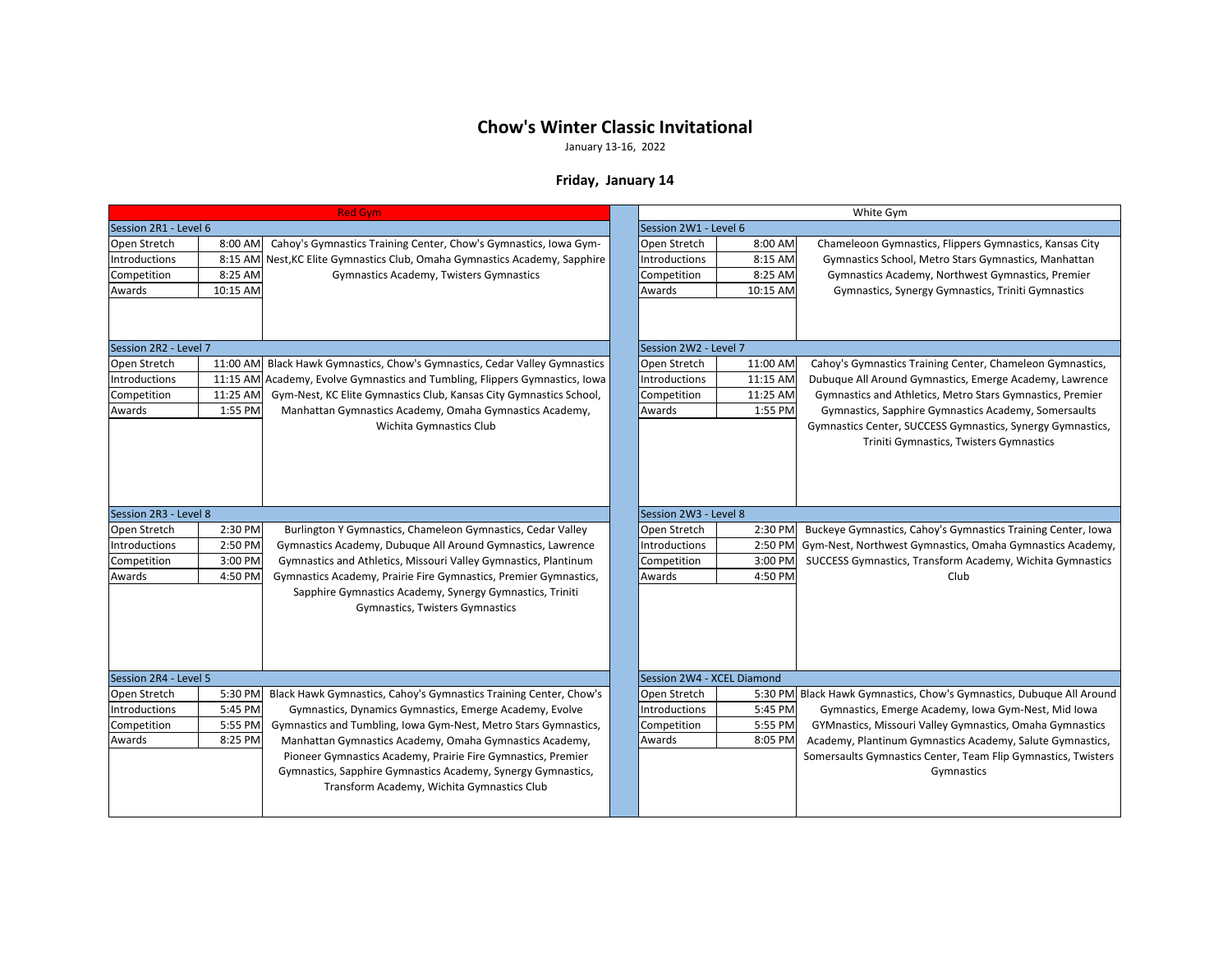# Chow's Winter Classic Invitational

January 13-16, 2022

## Friday, January 14

### Red Gym

| Session 2R1 - Level 6 | | |
|---|---|---|
| Open Stretch | 8:00 AM | Cahoy's Gymnastics Training Center, Chow's Gymnastics, Iowa Gym-Nest,KC Elite Gymnastics Club, Omaha Gymnastics Academy, Sapphire Gymnastics Academy, Twisters Gymnastics |
| Introductions | 8:15 AM | |
| Competition | 8:25 AM | |
| Awards | 10:15 AM | |

| Session 2R2 - Level 7 | | |
|---|---|---|
| Open Stretch | 11:00 AM | Black Hawk Gymnastics, Chow's Gymnastics, Cedar Valley Gymnastics Academy, Evolve Gymnastics and Tumbling, Flippers Gymnastics, Iowa Gym-Nest, KC Elite Gymnastics Club, Kansas City Gymnastics School, Manhattan Gymnastics Academy, Omaha Gymnastics Academy, Wichita Gymnastics Club |
| Introductions | 11:15 AM | |
| Competition | 11:25 AM | |
| Awards | 1:55 PM | |

| Session 2R3 - Level 8 | | |
|---|---|---|
| Open Stretch | 2:30 PM | Burlington Y Gymnastics, Chameleon Gymnastics, Cedar Valley Gymnastics Academy, Dubuque All Around Gymnastics, Lawrence Gymnastics and Athletics, Missouri Valley Gymnastics, Plantinum Gymnastics Academy, Prairie Fire Gymnastics, Premier Gymnastics, Sapphire Gymnastics Academy, Synergy Gymnastics, Triniti Gymnastics, Twisters Gymnastics |
| Introductions | 2:50 PM | |
| Competition | 3:00 PM | |
| Awards | 4:50 PM | |

| Session 2R4 - Level 5 | | |
|---|---|---|
| Open Stretch | 5:30 PM | Black Hawk Gymnastics, Cahoy's Gymnastics Training Center, Chow's Gymnastics, Dynamics Gymnastics, Emerge Academy, Evolve Gymnastics and Tumbling, Iowa Gym-Nest, Metro Stars Gymnastics, Manhattan Gymnastics Academy, Omaha Gymnastics Academy, Pioneer Gymnastics Academy, Prairie Fire Gymnastics, Premier Gymnastics, Sapphire Gymnastics Academy, Synergy Gymnastics, Transform Academy, Wichita Gymnastics Club |
| Introductions | 5:45 PM | |
| Competition | 5:55 PM | |
| Awards | 8:25 PM | |

### White Gym

| Session 2W1 - Level 6 | | |
|---|---|---|
| Open Stretch | 8:00 AM | Chameleoon Gymnastics, Flippers Gymnastics, Kansas City Gymnastics School, Metro Stars Gymnastics, Manhattan Gymnastics Academy, Northwest Gymnastics, Premier Gymnastics, Synergy Gymnastics, Triniti Gymnastics |
| Introductions | 8:15 AM | |
| Competition | 8:25 AM | |
| Awards | 10:15 AM | |

| Session 2W2 - Level 7 | | |
|---|---|---|
| Open Stretch | 11:00 AM | Cahoy's Gymnastics Training Center, Chameleon Gymnastics, Dubuque All Around Gymnastics, Emerge Academy, Lawrence Gymnastics and Athletics, Metro Stars Gymnastics, Premier Gymnastics, Sapphire Gymnastics Academy, Somersaults Gymnastics Center, SUCCESS Gymnastics, Synergy Gymnastics, Triniti Gymnastics, Twisters Gymnastics |
| Introductions | 11:15 AM | |
| Competition | 11:25 AM | |
| Awards | 1:55 PM | |

| Session 2W3 - Level 8 | | |
|---|---|---|
| Open Stretch | 2:30 PM | Buckeye Gymnastics, Cahoy's Gymnastics Training Center, Iowa Gym-Nest, Northwest Gymnastics, Omaha Gymnastics Academy, SUCCESS Gymnastics, Transform Academy, Wichita Gymnastics Club |
| Introductions | 2:50 PM | |
| Competition | 3:00 PM | |
| Awards | 4:50 PM | |

| Session 2W4 - XCEL Diamond | | |
|---|---|---|
| Open Stretch | 5:30 PM | Black Hawk Gymnastics, Chow's Gymnastics, Dubuque All Around Gymnastics, Emerge Academy, Iowa Gym-Nest, Mid Iowa GYMnastics, Missouri Valley Gymnastics, Omaha Gymnastics Academy, Plantinum Gymnastics Academy, Salute Gymnastics, Somersaults Gymnastics Center, Team Flip Gymnastics, Twisters Gymnastics |
| Introductions | 5:45 PM | |
| Competition | 5:55 PM | |
| Awards | 8:05 PM | |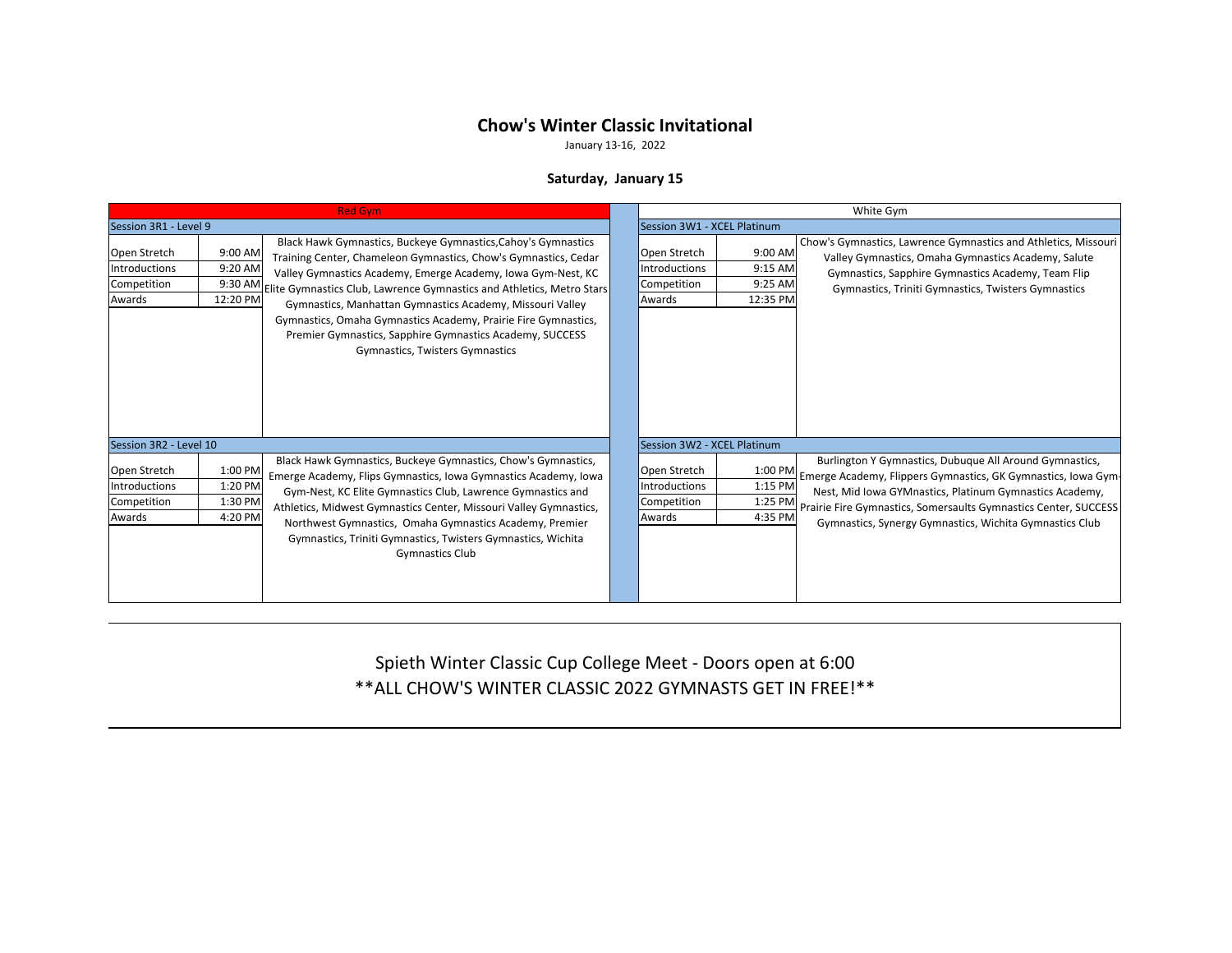# Chow's Winter Classic Invitational

January 13-16, 2022

### Saturday, January 15

## Red Gym

**Session 3R1 - Level 9**

| | |
|---|---|
| Open Stretch | 9:00 AM |
| Introductions | 9:20 AM |
| Competition | 9:30 AM |
| Awards | 12:20 PM |

Black Hawk Gymnastics, Buckeye Gymnastics,Cahoy's Gymnastics Training Center, Chameleon Gymnastics, Chow's Gymnastics, Cedar Valley Gymnastics Academy, Emerge Academy, Iowa Gym-Nest, KC Elite Gymnastics Club, Lawrence Gymnastics and Athletics, Metro Stars Gymnastics, Manhattan Gymnastics Academy, Missouri Valley Gymnastics, Omaha Gymnastics Academy, Prairie Fire Gymnastics, Premier Gymnastics, Sapphire Gymnastics Academy, SUCCESS Gymnastics, Twisters Gymnastics

**Session 3R2 - Level 10**

| | |
|---|---|
| Open Stretch | 1:00 PM |
| Introductions | 1:20 PM |
| Competition | 1:30 PM |
| Awards | 4:20 PM |

Black Hawk Gymnastics, Buckeye Gymnastics, Chow's Gymnastics, Emerge Academy, Flips Gymnastics, Iowa Gymnastics Academy, Iowa Gym-Nest, KC Elite Gymnastics Club, Lawrence Gymnastics and Athletics, Midwest Gymnastics Center, Missouri Valley Gymnastics, Northwest Gymnastics, Omaha Gymnastics Academy, Premier Gymnastics, Triniti Gymnastics, Twisters Gymnastics, Wichita Gymnastics Club

## White Gym

**Session 3W1 - XCEL Platinum**

| | |
|---|---|
| Open Stretch | 9:00 AM |
| Introductions | 9:15 AM |
| Competition | 9:25 AM |
| Awards | 12:35 PM |

Chow's Gymnastics, Lawrence Gymnastics and Athletics, Missouri Valley Gymnastics, Omaha Gymnastics Academy, Salute Gymnastics, Sapphire Gymnastics Academy, Team Flip Gymnastics, Triniti Gymnastics, Twisters Gymnastics

**Session 3W2 - XCEL Platinum**

| | |
|---|---|
| Open Stretch | 1:00 PM |
| Introductions | 1:15 PM |
| Competition | 1:25 PM |
| Awards | 4:35 PM |

Burlington Y Gymnastics, Dubuque All Around Gymnastics, Emerge Academy, Flippers Gymnastics, GK Gymnastics, Iowa Gym-Nest, Mid Iowa GYMnastics, Platinum Gymnastics Academy, Prairie Fire Gymnastics, Somersaults Gymnastics Center, SUCCESS Gymnastics, Synergy Gymnastics, Wichita Gymnastics Club

---

Spieth Winter Classic Cup College Meet - Doors open at 6:00

**ALL CHOW'S WINTER CLASSIC 2022 GYMNASTS GET IN FREE!**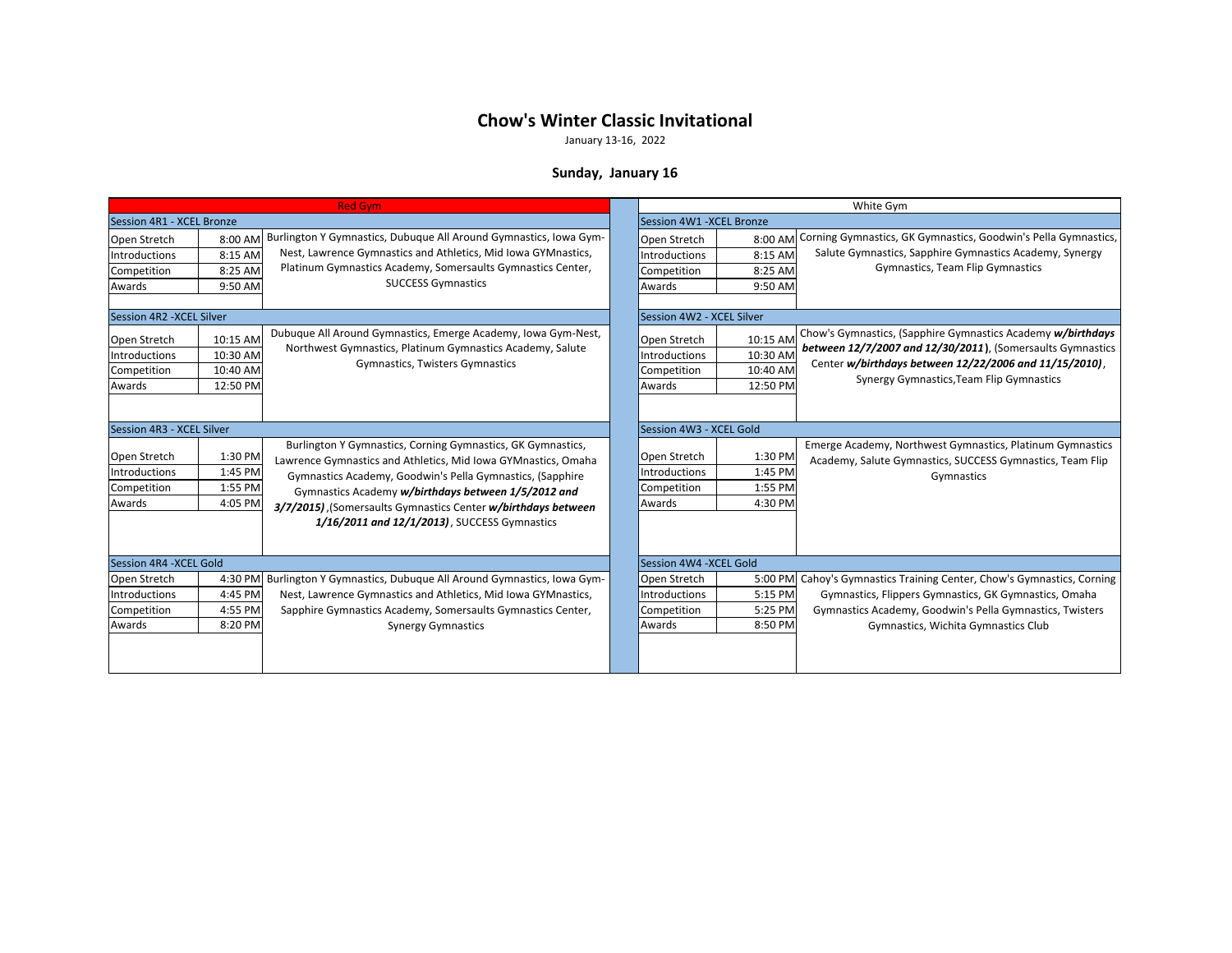# Chow's Winter Classic Invitational

January 13-16, 2022

## Sunday, January 16

### Red Gym

| Session 4R1 - XCEL Bronze | | |
|---|---|---|
| Open Stretch | 8:00 AM | Burlington Y Gymnastics, Dubuque All Around Gymnastics, Iowa Gym-Nest, Lawrence Gymnastics and Athletics, Mid Iowa GYMnastics, Platinum Gymnastics Academy, Somersaults Gymnastics Center, SUCCESS Gymnastics |
| Introductions | 8:15 AM | |
| Competition | 8:25 AM | |
| Awards | 9:50 AM | |

| Session 4R2 -XCEL Silver | | |
|---|---|---|
| Open Stretch | 10:15 AM | Dubuque All Around Gymnastics, Emerge Academy, Iowa Gym-Nest, Northwest Gymnastics, Platinum Gymnastics Academy, Salute Gymnastics, Twisters Gymnastics |
| Introductions | 10:30 AM | |
| Competition | 10:40 AM | |
| Awards | 12:50 PM | |

| Session 4R3 - XCEL Silver | | |
|---|---|---|
| Open Stretch | 1:30 PM | Burlington Y Gymnastics, Corning Gymnastics, GK Gymnastics, Lawrence Gymnastics and Athletics, Mid Iowa GYMnastics, Omaha Gymnastics Academy, Goodwin's Pella Gymnastics, (Sapphire Gymnastics Academy ***w/birthdays between 1/5/2012 and 3/7/2015)*** ,(Somersaults Gymnastics Center ***w/birthdays between 1/16/2011 and 12/1/2013)*** , SUCCESS Gymnastics |
| Introductions | 1:45 PM | |
| Competition | 1:55 PM | |
| Awards | 4:05 PM | |

| Session 4R4 -XCEL Gold | | |
|---|---|---|
| Open Stretch | 4:30 PM | Burlington Y Gymnastics, Dubuque All Around Gymnastics, Iowa Gym-Nest, Lawrence Gymnastics and Athletics, Mid Iowa GYMnastics, Sapphire Gymnastics Academy, Somersaults Gymnastics Center, Synergy Gymnastics |
| Introductions | 4:45 PM | |
| Competition | 4:55 PM | |
| Awards | 8:20 PM | |

### White Gym

| Session 4W1 -XCEL Bronze | | |
|---|---|---|
| Open Stretch | 8:00 AM | Corning Gymnastics, GK Gymnastics, Goodwin's Pella Gymnastics, Salute Gymnastics, Sapphire Gymnastics Academy, Synergy Gymnastics, Team Flip Gymnastics |
| Introductions | 8:15 AM | |
| Competition | 8:25 AM | |
| Awards | 9:50 AM | |

| Session 4W2 - XCEL Silver | | |
|---|---|---|
| Open Stretch | 10:15 AM | Chow's Gymnastics, (Sapphire Gymnastics Academy ***w/birthdays between 12/7/2007 and 12/30/2011***), (Somersaults Gymnastics Center ***w/birthdays between 12/22/2006 and 11/15/2010)***, Synergy Gymnastics,Team Flip Gymnastics |
| Introductions | 10:30 AM | |
| Competition | 10:40 AM | |
| Awards | 12:50 PM | |

| Session 4W3 - XCEL Gold | | |
|---|---|---|
| Open Stretch | 1:30 PM | Emerge Academy, Northwest Gymnastics, Platinum Gymnastics Academy, Salute Gymnastics, SUCCESS Gymnastics, Team Flip Gymnastics |
| Introductions | 1:45 PM | |
| Competition | 1:55 PM | |
| Awards | 4:30 PM | |

| Session 4W4 -XCEL Gold | | |
|---|---|---|
| Open Stretch | 5:00 PM | Cahoy's Gymnastics Training Center, Chow's Gymnastics, Corning Gymnastics, Flippers Gymnastics, GK Gymnastics, Omaha Gymnastics Academy, Goodwin's Pella Gymnastics, Twisters Gymnastics, Wichita Gymnastics Club |
| Introductions | 5:15 PM | |
| Competition | 5:25 PM | |
| Awards | 8:50 PM | |